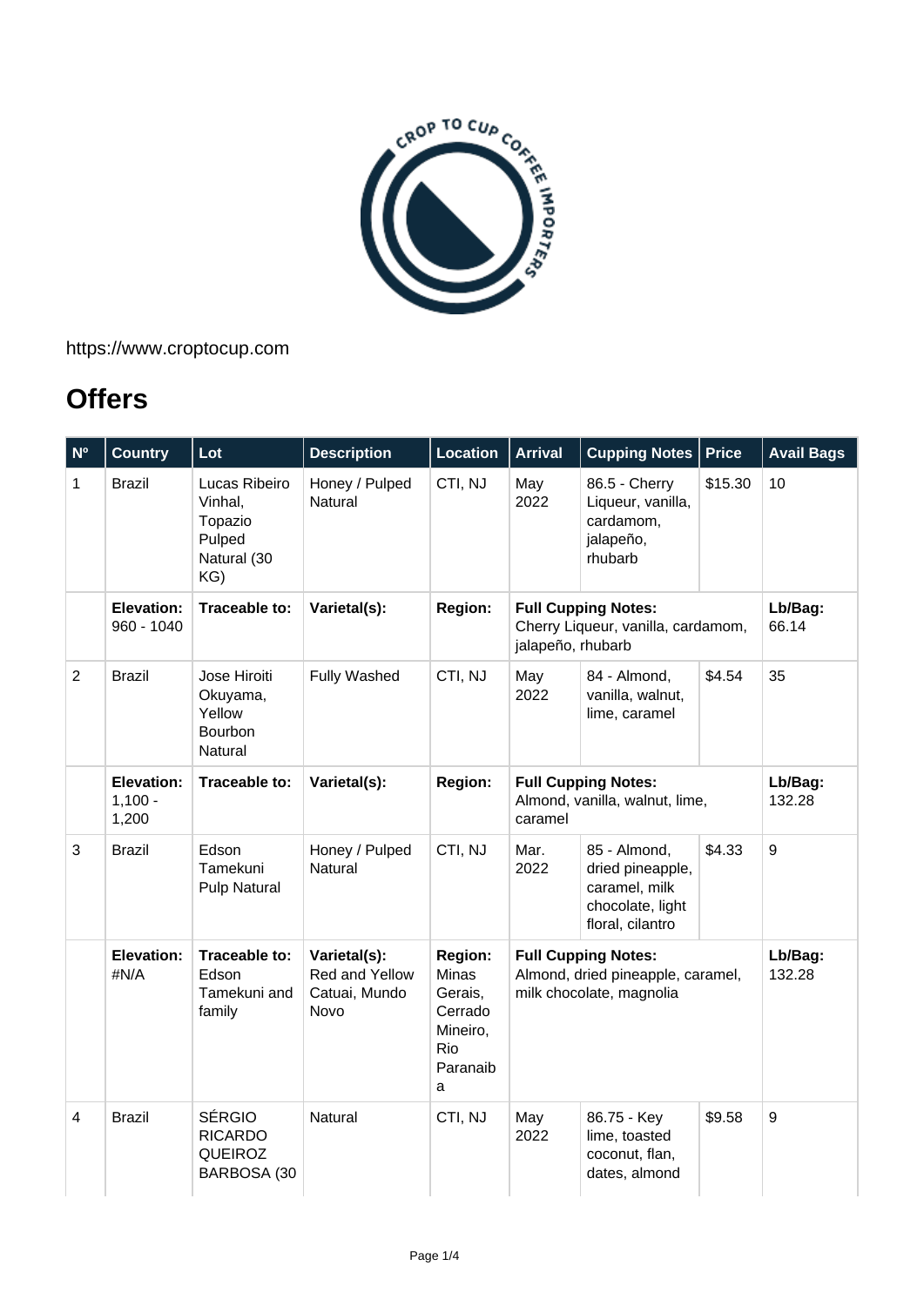https://www.croptocup.com

## Offers

| Nº | Country | Lot | Description | Location | Arrival | Cupping Notes | Price | Avail Bags |
|---|---|---|---|---|---|---|---|---|
| 1 | Brazil | Lucas Ribeiro Vinhal, Topazio Pulped Natural (30 KG) | Honey / Pulped Natural | CTI, NJ | May 2022 | 86.5 - Cherry Liqueur, vanilla, cardamom, jalapeño, rhubarb | $15.30 | 10 |
| | **Elevation:** 960 - 1040 | **Traceable to:** | **Varietal(s):** | **Region:** | **Full Cupping Notes:** Cherry Liqueur, vanilla, cardamom, jalapeño, rhubarb | | | **Lb/Bag:** 66.14 |
| 2 | Brazil | Jose Hiroiti Okuyama, Yellow Bourbon Natural | Fully Washed | CTI, NJ | May 2022 | 84 - Almond, vanilla, walnut, lime, caramel | $4.54 | 35 |
| | **Elevation:** 1,100 - 1,200 | **Traceable to:** | **Varietal(s):** | **Region:** | **Full Cupping Notes:** Almond, vanilla, walnut, lime, caramel | | | **Lb/Bag:** 132.28 |
| 3 | Brazil | Edson Tamekuni Pulp Natural | Honey / Pulped Natural | CTI, NJ | Mar. 2022 | 85 - Almond, dried pineapple, caramel, milk chocolate, light floral, cilantro | $4.33 | 9 |
| | **Elevation:** #N/A | **Traceable to:** Edson Tamekuni and family | **Varietal(s):** Red and Yellow Catuai, Mundo Novo | **Region:** Minas Gerais, Cerrado Mineiro, Rio Paranaiba | **Full Cupping Notes:** Almond, dried pineapple, caramel, milk chocolate, magnolia | | | **Lb/Bag:** 132.28 |
| 4 | Brazil | SÉRGIO RICARDO QUEIROZ BARBOSA (30 | Natural | CTI, NJ | May 2022 | 86.75 - Key lime, toasted coconut, flan, dates, almond | $9.58 | 9 |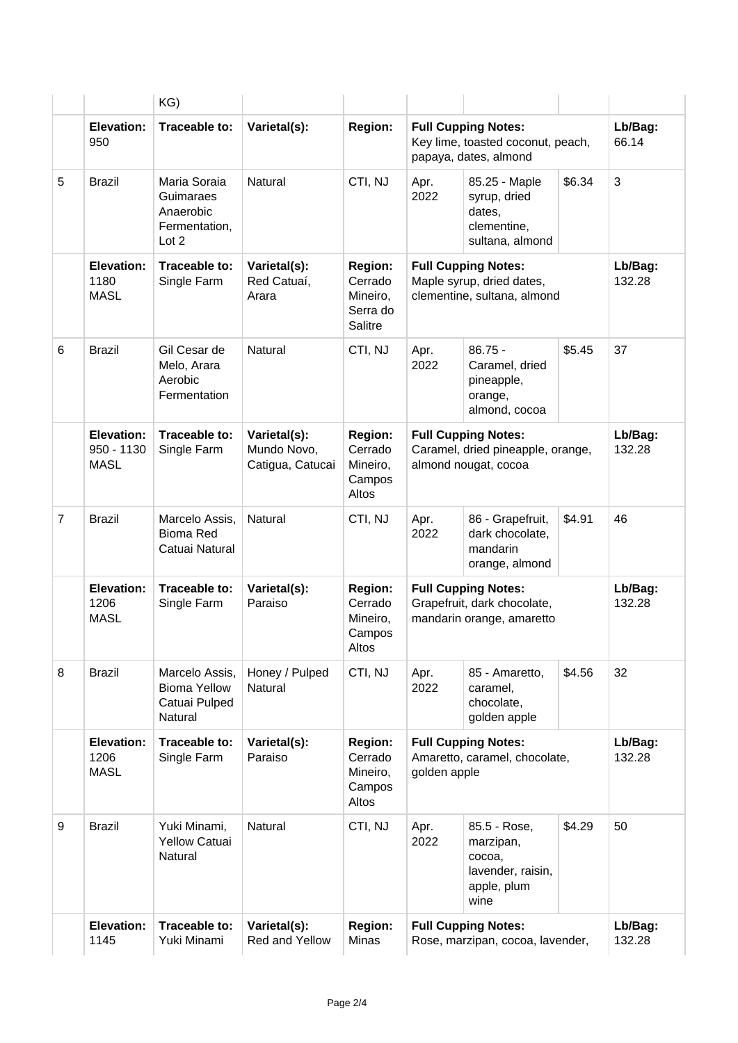| | | KG) | | | | | | |
|---|---|---|---|---|---|---|---|---|
| | **Elevation:** 950 | **Traceable to:** | **Varietal(s):** | **Region:** | **Full Cupping Notes:** Key lime, toasted coconut, peach, papaya, dates, almond | | | **Lb/Bag:** 66.14 |
| 5 | Brazil | Maria Soraia Guimaraes Anaerobic Fermentation, Lot 2 | Natural | CTI, NJ | Apr. 2022 | 85.25 - Maple syrup, dried dates, clementine, sultana, almond | $6.34 | 3 |
| | **Elevation:** 1180 MASL | **Traceable to:** Single Farm | **Varietal(s):** Red Catuaí, Arara | **Region:** Cerrado Mineiro, Serra do Salitre | **Full Cupping Notes:** Maple syrup, dried dates, clementine, sultana, almond | | | **Lb/Bag:** 132.28 |
| 6 | Brazil | Gil Cesar de Melo, Arara Aerobic Fermentation | Natural | CTI, NJ | Apr. 2022 | 86.75 - Caramel, dried pineapple, orange, almond, cocoa | $5.45 | 37 |
| | **Elevation:** 950 - 1130 MASL | **Traceable to:** Single Farm | **Varietal(s):** Mundo Novo, Catigua, Catucai | **Region:** Cerrado Mineiro, Campos Altos | **Full Cupping Notes:** Caramel, dried pineapple, orange, almond nougat, cocoa | | | **Lb/Bag:** 132.28 |
| 7 | Brazil | Marcelo Assis, Bioma Red Catuai Natural | Natural | CTI, NJ | Apr. 2022 | 86 - Grapefruit, dark chocolate, mandarin orange, almond | $4.91 | 46 |
| | **Elevation:** 1206 MASL | **Traceable to:** Single Farm | **Varietal(s):** Paraiso | **Region:** Cerrado Mineiro, Campos Altos | **Full Cupping Notes:** Grapefruit, dark chocolate, mandarin orange, amaretto | | | **Lb/Bag:** 132.28 |
| 8 | Brazil | Marcelo Assis, Bioma Yellow Catuai Pulped Natural | Honey / Pulped Natural | CTI, NJ | Apr. 2022 | 85 - Amaretto, caramel, chocolate, golden apple | $4.56 | 32 |
| | **Elevation:** 1206 MASL | **Traceable to:** Single Farm | **Varietal(s):** Paraiso | **Region:** Cerrado Mineiro, Campos Altos | **Full Cupping Notes:** Amaretto, caramel, chocolate, golden apple | | | **Lb/Bag:** 132.28 |
| 9 | Brazil | Yuki Minami, Yellow Catuai Natural | Natural | CTI, NJ | Apr. 2022 | 85.5 - Rose, marzipan, cocoa, lavender, raisin, apple, plum wine | $4.29 | 50 |
| | **Elevation:** 1145 | **Traceable to:** Yuki Minami | **Varietal(s):** Red and Yellow | **Region:** Minas | **Full Cupping Notes:** Rose, marzipan, cocoa, lavender, | | | **Lb/Bag:** 132.28 |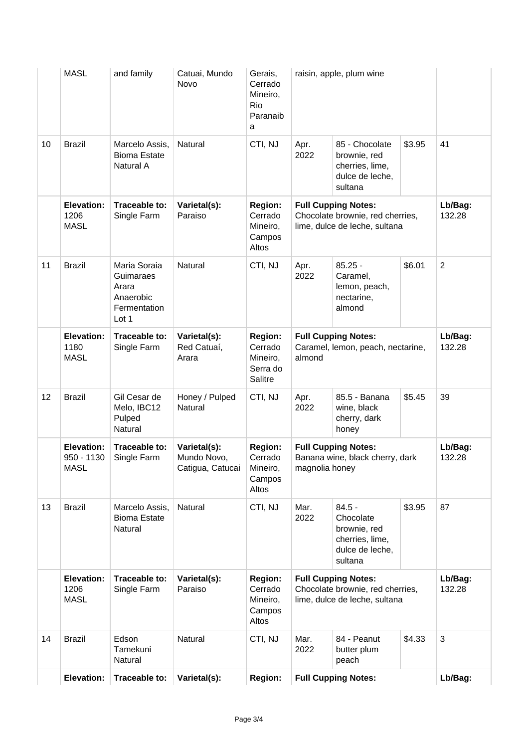|  | MASL | and family | Catuai, Mundo Novo | Gerais, Cerrado Mineiro, Rio Paranaiba | raisin, apple, plum wine | | | |
|---|---|---|---|---|---|---|---|---|
| 10 | Brazil | Marcelo Assis, Bioma Estate Natural A | Natural | CTI, NJ | Apr. 2022 | 85 - Chocolate brownie, red cherries, lime, dulce de leche, sultana | $3.95 | 41 |
|  | **Elevation:** 1206 MASL | **Traceable to:** Single Farm | **Varietal(s):** Paraiso | **Region:** Cerrado Mineiro, Campos Altos | **Full Cupping Notes:** Chocolate brownie, red cherries, lime, dulce de leche, sultana | | | **Lb/Bag:** 132.28 |
| 11 | Brazil | Maria Soraia Guimaraes Arara Anaerobic Fermentation Lot 1 | Natural | CTI, NJ | Apr. 2022 | 85.25 - Caramel, lemon, peach, nectarine, almond | $6.01 | 2 |
|  | **Elevation:** 1180 MASL | **Traceable to:** Single Farm | **Varietal(s):** Red Catuaí, Arara | **Region:** Cerrado Mineiro, Serra do Salitre | **Full Cupping Notes:** Caramel, lemon, peach, nectarine, almond | | | **Lb/Bag:** 132.28 |
| 12 | Brazil | Gil Cesar de Melo, IBC12 Pulped Natural | Honey / Pulped Natural | CTI, NJ | Apr. 2022 | 85.5 - Banana wine, black cherry, dark honey | $5.45 | 39 |
|  | **Elevation:** 950 - 1130 MASL | **Traceable to:** Single Farm | **Varietal(s):** Mundo Novo, Catigua, Catucai | **Region:** Cerrado Mineiro, Campos Altos | **Full Cupping Notes:** Banana wine, black cherry, dark magnolia honey | | | **Lb/Bag:** 132.28 |
| 13 | Brazil | Marcelo Assis, Bioma Estate Natural | Natural | CTI, NJ | Mar. 2022 | 84.5 - Chocolate brownie, red cherries, lime, dulce de leche, sultana | $3.95 | 87 |
|  | **Elevation:** 1206 MASL | **Traceable to:** Single Farm | **Varietal(s):** Paraiso | **Region:** Cerrado Mineiro, Campos Altos | **Full Cupping Notes:** Chocolate brownie, red cherries, lime, dulce de leche, sultana | | | **Lb/Bag:** 132.28 |
| 14 | Brazil | Edson Tamekuni Natural | Natural | CTI, NJ | Mar. 2022 | 84 - Peanut butter plum peach | $4.33 | 3 |
|  | **Elevation:** | **Traceable to:** | **Varietal(s):** | **Region:** | **Full Cupping Notes:** | | | **Lb/Bag:** |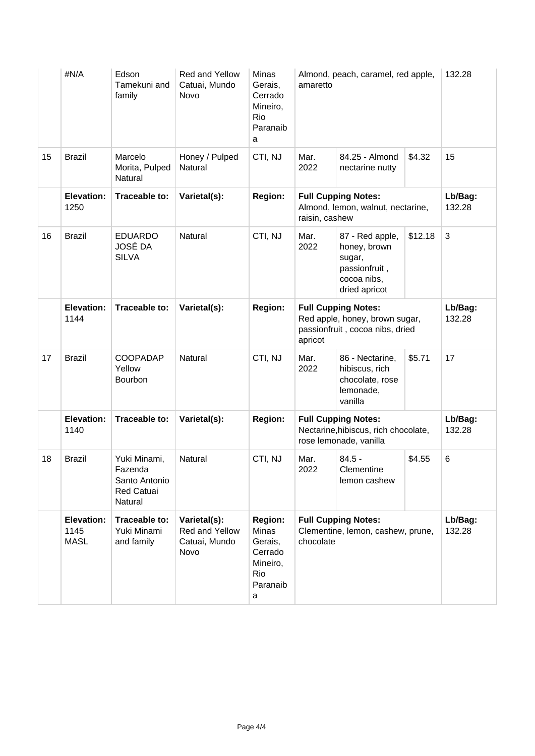| | | | | | | | | |
|---|---|---|---|---|---|---|---|---|
| | #N/A | Edson Tamekuni and family | Red and Yellow Catuai, Mundo Novo | Minas Gerais, Cerrado Mineiro, Rio Paranaiba | Almond, peach, caramel, red apple, amaretto | | | 132.28 |
| 15 | Brazil | Marcelo Morita, Pulped Natural | Honey / Pulped Natural | CTI, NJ | Mar. 2022 | 84.25 - Almond nectarine nutty | $4.32 | 15 |
| | **Elevation:** 1250 | **Traceable to:** | **Varietal(s):** | **Region:** | **Full Cupping Notes:** Almond, lemon, walnut, nectarine, raisin, cashew | | | **Lb/Bag:** 132.28 |
| 16 | Brazil | EDUARDO JOSÉ DA SILVA | Natural | CTI, NJ | Mar. 2022 | 87 - Red apple, honey, brown sugar, passionfruit , cocoa nibs, dried apricot | $12.18 | 3 |
| | **Elevation:** 1144 | **Traceable to:** | **Varietal(s):** | **Region:** | **Full Cupping Notes:** Red apple, honey, brown sugar, passionfruit , cocoa nibs, dried apricot | | | **Lb/Bag:** 132.28 |
| 17 | Brazil | COOPADAP Yellow Bourbon | Natural | CTI, NJ | Mar. 2022 | 86 - Nectarine, hibiscus, rich chocolate, rose lemonade, vanilla | $5.71 | 17 |
| | **Elevation:** 1140 | **Traceable to:** | **Varietal(s):** | **Region:** | **Full Cupping Notes:** Nectarine,hibiscus, rich chocolate, rose lemonade, vanilla | | | **Lb/Bag:** 132.28 |
| 18 | Brazil | Yuki Minami, Fazenda Santo Antonio Red Catuai Natural | Natural | CTI, NJ | Mar. 2022 | 84.5 - Clementine lemon cashew | $4.55 | 6 |
| | **Elevation:** 1145 MASL | **Traceable to:** Yuki Minami and family | **Varietal(s):** Red and Yellow Catuai, Mundo Novo | **Region:** Minas Gerais, Cerrado Mineiro, Rio Paranaiba | **Full Cupping Notes:** Clementine, lemon, cashew, prune, chocolate | | | **Lb/Bag:** 132.28 |